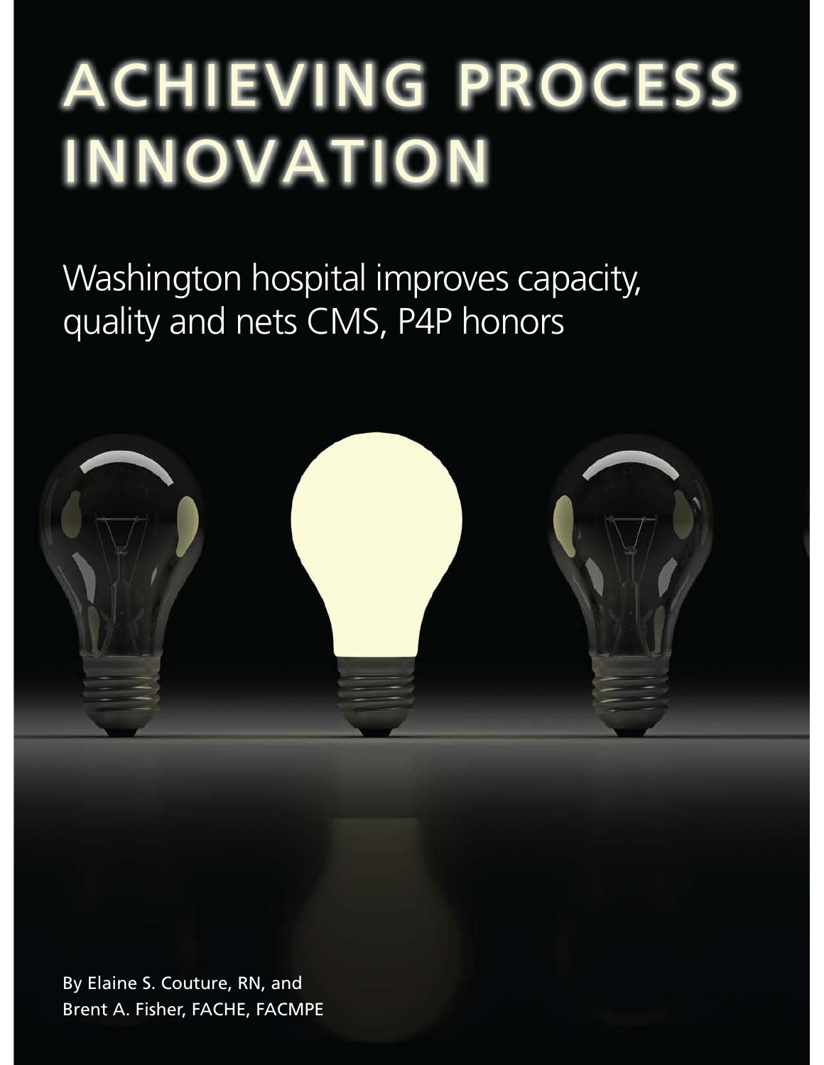# ACHIEVING PROCESS INNOVATION

Washington hospital improves capacity, quality and nets CMS, P4P honors

By Elaine S. Couture, RN, and
Brent A. Fisher, FACHE, FACMPE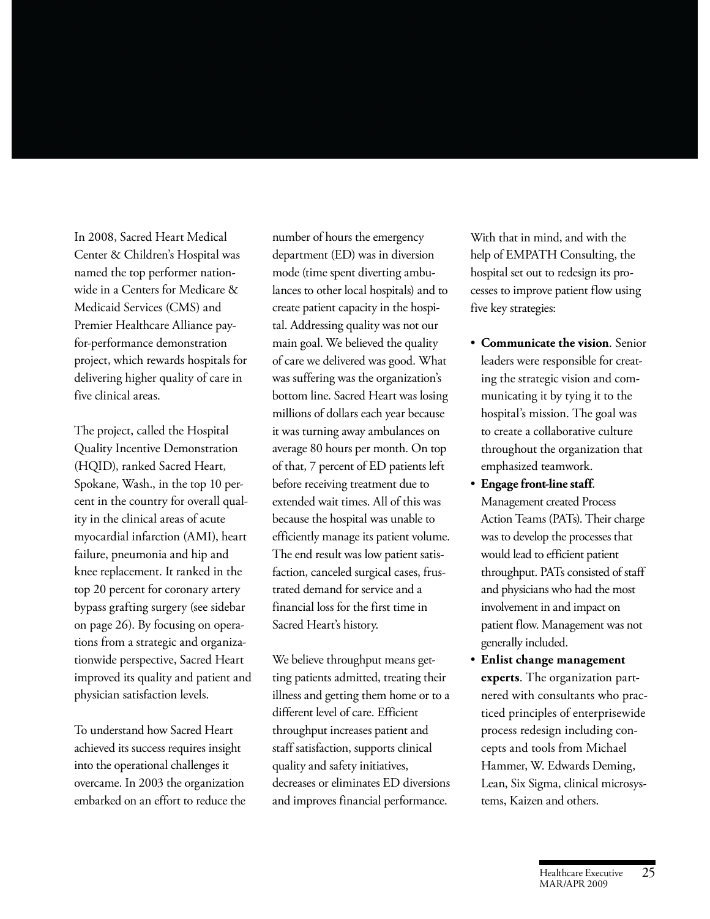In 2008, Sacred Heart Medical Center & Children's Hospital was named the top performer nationwide in a Centers for Medicare & Medicaid Services (CMS) and Premier Healthcare Alliance pay-for-performance demonstration project, which rewards hospitals for delivering higher quality of care in five clinical areas.

The project, called the Hospital Quality Incentive Demonstration (HQID), ranked Sacred Heart, Spokane, Wash., in the top 10 percent in the country for overall quality in the clinical areas of acute myocardial infarction (AMI), heart failure, pneumonia and hip and knee replacement. It ranked in the top 20 percent for coronary artery bypass grafting surgery (see sidebar on page 26). By focusing on operations from a strategic and organizationwide perspective, Sacred Heart improved its quality and patient and physician satisfaction levels.

To understand how Sacred Heart achieved its success requires insight into the operational challenges it overcame. In 2003 the organization embarked on an effort to reduce the number of hours the emergency department (ED) was in diversion mode (time spent diverting ambulances to other local hospitals) and to create patient capacity in the hospital. Addressing quality was not our main goal. We believed the quality of care we delivered was good. What was suffering was the organization's bottom line. Sacred Heart was losing millions of dollars each year because it was turning away ambulances on average 80 hours per month. On top of that, 7 percent of ED patients left before receiving treatment due to extended wait times. All of this was because the hospital was unable to efficiently manage its patient volume. The end result was low patient satisfaction, canceled surgical cases, frustrated demand for service and a financial loss for the first time in Sacred Heart's history.

We believe throughput means getting patients admitted, treating their illness and getting them home or to a different level of care. Efficient throughput increases patient and staff satisfaction, supports clinical quality and safety initiatives, decreases or eliminates ED diversions and improves financial performance.

With that in mind, and with the help of EMPATH Consulting, the hospital set out to redesign its processes to improve patient flow using five key strategies:

- **Communicate the vision**. Senior leaders were responsible for creating the strategic vision and communicating it by tying it to the hospital's mission. The goal was to create a collaborative culture throughout the organization that emphasized teamwork.
- **Engage front-line staff**. Management created Process Action Teams (PATs). Their charge was to develop the processes that would lead to efficient patient throughput. PATs consisted of staff and physicians who had the most involvement in and impact on patient flow. Management was not generally included.
- **Enlist change management experts**. The organization partnered with consultants who practiced principles of enterprisewide process redesign including concepts and tools from Michael Hammer, W. Edwards Deming, Lean, Six Sigma, clinical microsystems, Kaizen and others.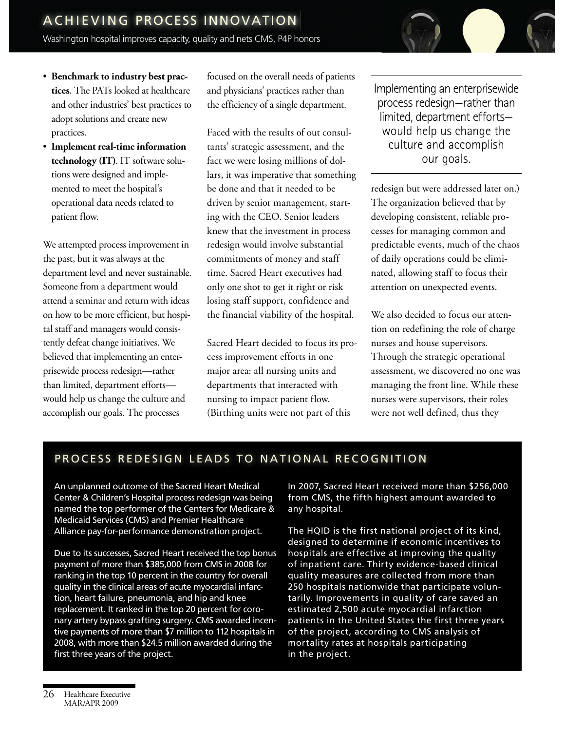- **Benchmark to industry best practices**. The PATs looked at healthcare and other industries' best practices to adopt solutions and create new practices.
- **Implement real-time information technology (IT)**. IT software solutions were designed and implemented to meet the hospital's operational data needs related to patient flow.

We attempted process improvement in the past, but it was always at the department level and never sustainable. Someone from a department would attend a seminar and return with ideas on how to be more efficient, but hospital staff and managers would consistently defeat change initiatives. We believed that implementing an enterprisewide process redesign—rather than limited, department efforts—would help us change the culture and accomplish our goals. The processes focused on the overall needs of patients and physicians' practices rather than the efficiency of a single department.

Faced with the results of out consultants' strategic assessment, and the fact we were losing millions of dollars, it was imperative that something be done and that it needed to be driven by senior management, starting with the CEO. Senior leaders knew that the investment in process redesign would involve substantial commitments of money and staff time. Sacred Heart executives had only one shot to get it right or risk losing staff support, confidence and the financial viability of the hospital.

Sacred Heart decided to focus its process improvement efforts in one major area: all nursing units and departments that interacted with nursing to impact patient flow. (Birthing units were not part of this redesign but were addressed later on.) The organization believed that by developing consistent, reliable processes for managing common and predictable events, much of the chaos of daily operations could be eliminated, allowing staff to focus their attention on unexpected events.

> Implementing an enterprisewide process redesign—rather than limited, department efforts—would help us change the culture and accomplish our goals.

We also decided to focus our attention on redefining the role of charge nurses and house supervisors. Through the strategic operational assessment, we discovered no one was managing the front line. While these nurses were supervisors, their roles were not well defined, thus they

## PROCESS REDESIGN LEADS TO NATIONAL RECOGNITION

An unplanned outcome of the Sacred Heart Medical Center & Children's Hospital process redesign was being named the top performer of the Centers for Medicare & Medicaid Services (CMS) and Premier Healthcare Alliance pay-for-performance demonstration project.

Due to its successes, Sacred Heart received the top bonus payment of more than $385,000 from CMS in 2008 for ranking in the top 10 percent in the country for overall quality in the clinical areas of acute myocardial infarction, heart failure, pneumonia, and hip and knee replacement. It ranked in the top 20 percent for coronary artery bypass grafting surgery. CMS awarded incentive payments of more than $7 million to 112 hospitals in 2008, with more than $24.5 million awarded during the first three years of the project.

In 2007, Sacred Heart received more than $256,000 from CMS, the fifth highest amount awarded to any hospital.

The HQID is the first national project of its kind, designed to determine if economic incentives to hospitals are effective at improving the quality of inpatient care. Thirty evidence-based clinical quality measures are collected from more than 250 hospitals nationwide that participate voluntarily. Improvements in quality of care saved an estimated 2,500 acute myocardial infarction patients in the United States the first three years of the project, according to CMS analysis of mortality rates at hospitals participating in the project.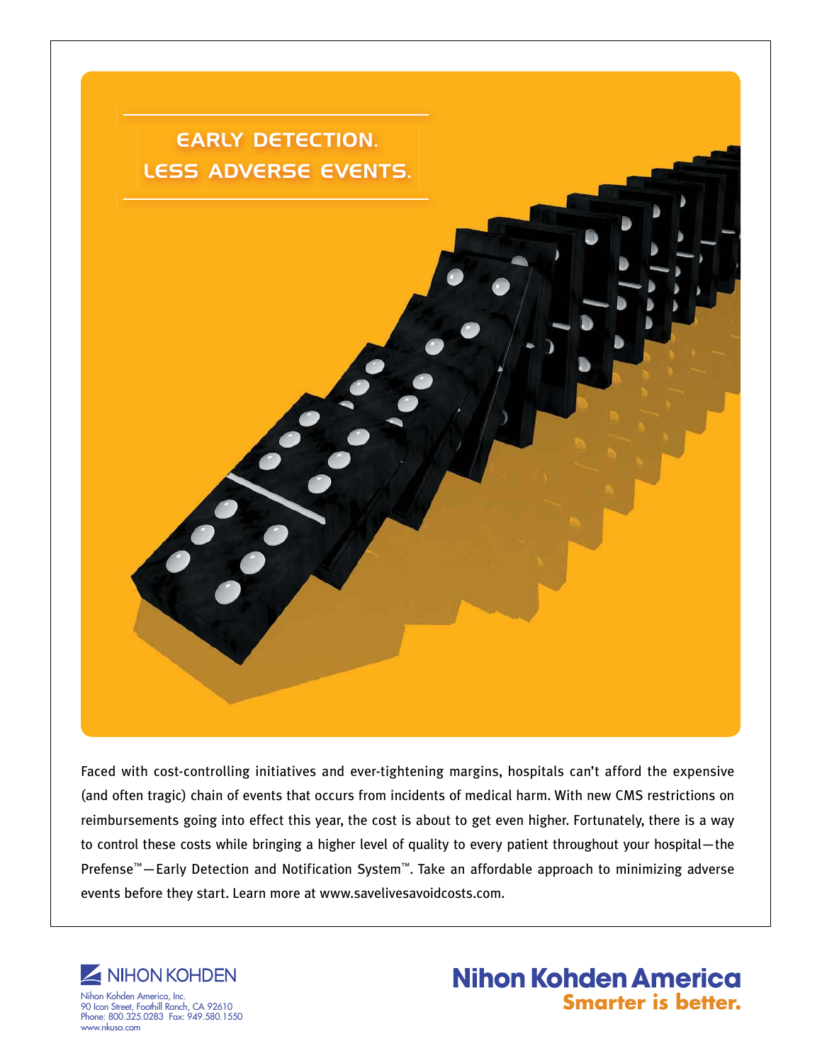# EARLY DETECTION.
# LESS ADVERSE EVENTS.

Faced with cost-controlling initiatives and ever-tightening margins, hospitals can't afford the expensive (and often tragic) chain of events that occurs from incidents of medical harm. With new CMS restrictions on reimbursements going into effect this year, the cost is about to get even higher. Fortunately, there is a way to control these costs while bringing a higher level of quality to every patient throughout your hospital—the Prefense™—Early Detection and Notification System™. Take an affordable approach to minimizing adverse events before they start. Learn more at www.savelivesavoidcosts.com.

NIHON KOHDEN

Nihon Kohden America, Inc.
90 Icon Street, Foothill Ranch, CA 92610
Phone: 800.325.0283 Fax: 949.580.1550
www.nkusa.com

**Nihon Kohden America**
**Smarter is better.**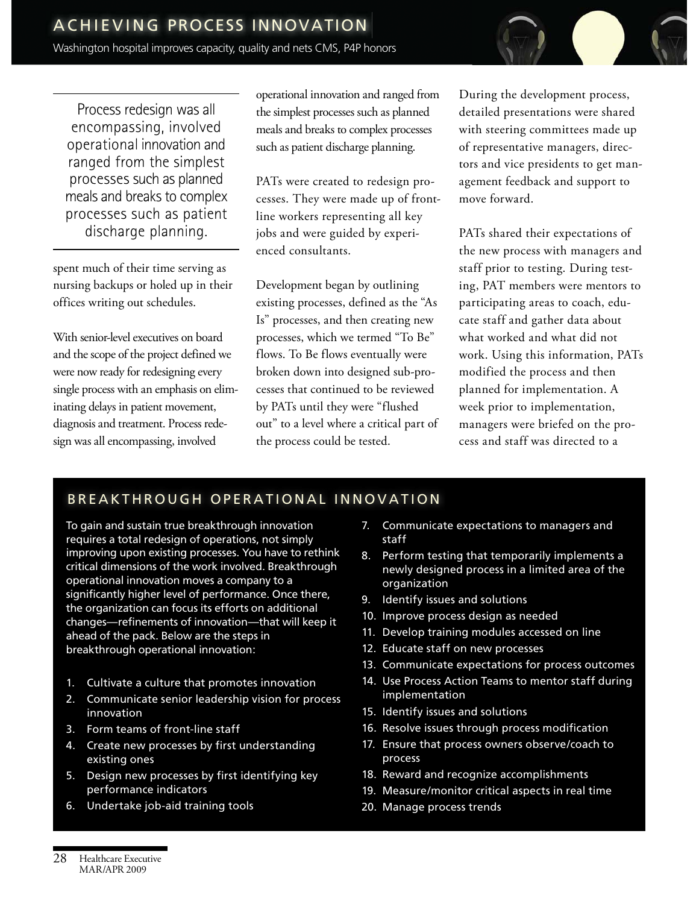> Process redesign was all encompassing, involved operational innovation and ranged from the simplest processes such as planned meals and breaks to complex processes such as patient discharge planning.

spent much of their time serving as nursing backups or holed up in their offices writing out schedules.

With senior-level executives on board and the scope of the project defined we were now ready for redesigning every single process with an emphasis on eliminating delays in patient movement, diagnosis and treatment. Process redesign was all encompassing, involved operational innovation and ranged from the simplest processes such as planned meals and breaks to complex processes such as patient discharge planning.

PATs were created to redesign processes. They were made up of front-line workers representing all key jobs and were guided by experienced consultants.

Development began by outlining existing processes, defined as the "As Is" processes, and then creating new processes, which we termed "To Be" flows. To Be flows eventually were broken down into designed sub-processes that continued to be reviewed by PATs until they were "flushed out" to a level where a critical part of the process could be tested.

During the development process, detailed presentations were shared with steering committees made up of representative managers, directors and vice presidents to get management feedback and support to move forward.

PATs shared their expectations of the new process with managers and staff prior to testing. During testing, PAT members were mentors to participating areas to coach, educate staff and gather data about what worked and what did not work. Using this information, PATs modified the process and then planned for implementation. A week prior to implementation, managers were briefed on the process and staff was directed to a

## BREAKTHROUGH OPERATIONAL INNOVATION

To gain and sustain true breakthrough innovation requires a total redesign of operations, not simply improving upon existing processes. You have to rethink critical dimensions of the work involved. Breakthrough operational innovation moves a company to a significantly higher level of performance. Once there, the organization can focus its efforts on additional changes—refinements of innovation—that will keep it ahead of the pack. Below are the steps in breakthrough operational innovation:

1. Cultivate a culture that promotes innovation
2. Communicate senior leadership vision for process innovation
3. Form teams of front-line staff
4. Create new processes by first understanding existing ones
5. Design new processes by first identifying key performance indicators
6. Undertake job-aid training tools
7. Communicate expectations to managers and staff
8. Perform testing that temporarily implements a newly designed process in a limited area of the organization
9. Identify issues and solutions
10. Improve process design as needed
11. Develop training modules accessed on line
12. Educate staff on new processes
13. Communicate expectations for process outcomes
14. Use Process Action Teams to mentor staff during implementation
15. Identify issues and solutions
16. Resolve issues through process modification
17. Ensure that process owners observe/coach to process
18. Reward and recognize accomplishments
19. Measure/monitor critical aspects in real time
20. Manage process trends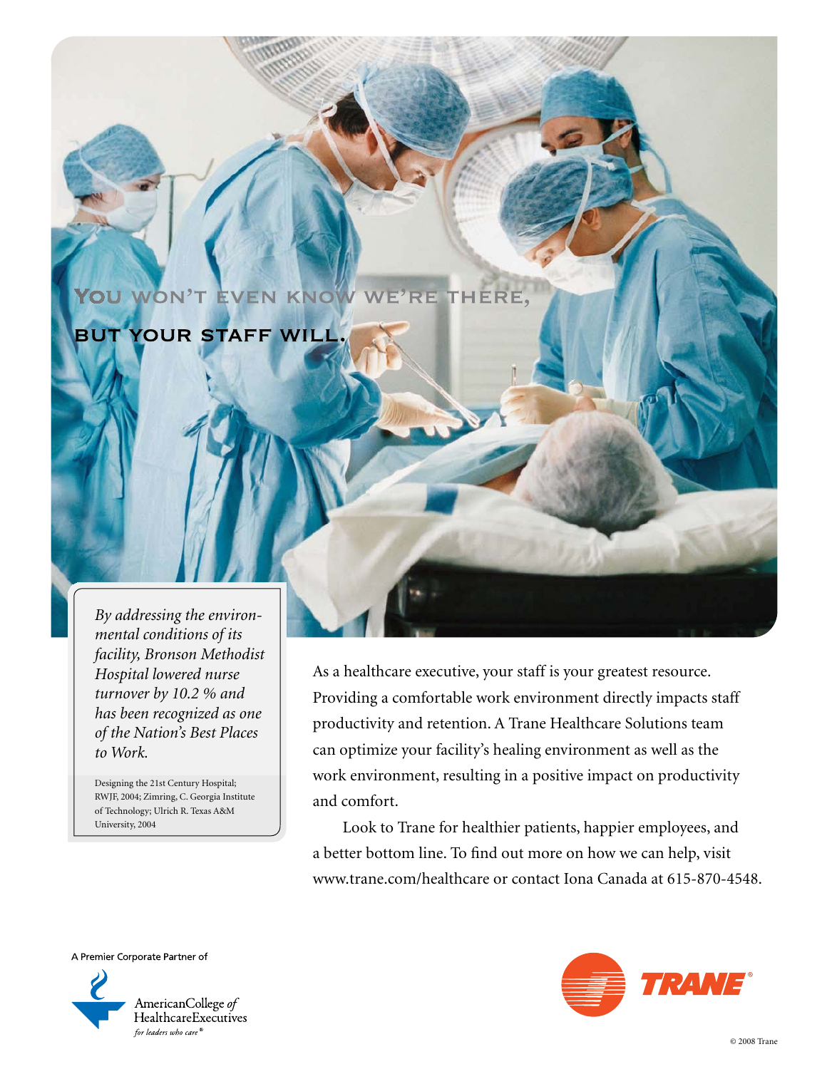## You won't even know we're there, but your staff will.

*By addressing the environmental conditions of its facility, Bronson Methodist Hospital lowered nurse turnover by 10.2 % and has been recognized as one of the Nation's Best Places to Work.*

Designing the 21st Century Hospital; RWJF, 2004; Zimring, C. Georgia Institute of Technology; Ulrich R. Texas A&M University, 2004

As a healthcare executive, your staff is your greatest resource. Providing a comfortable work environment directly impacts staff productivity and retention. A Trane Healthcare Solutions team can optimize your facility's healing environment as well as the work environment, resulting in a positive impact on productivity and comfort.

Look to Trane for healthier patients, happier employees, and a better bottom line. To find out more on how we can help, visit www.trane.com/healthcare or contact Iona Canada at 615-870-4548.

A Premier Corporate Partner of

American College *of* Healthcare Executives
*for leaders who care®*

TRANE®

© 2008 Trane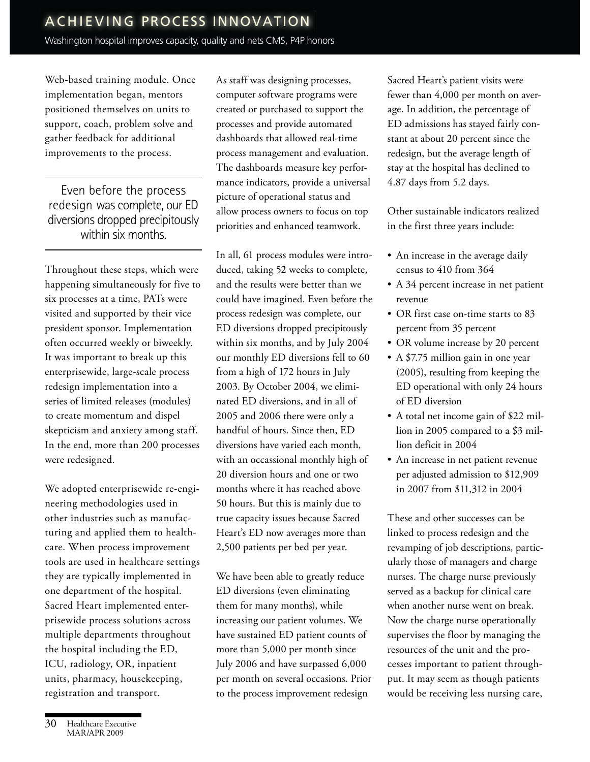Web-based training module. Once implementation began, mentors positioned themselves on units to support, coach, problem solve and gather feedback for additional improvements to the process.

> Even before the process redesign was complete, our ED diversions dropped precipitously within six months.

Throughout these steps, which were happening simultaneously for five to six processes at a time, PATs were visited and supported by their vice president sponsor. Implementation often occurred weekly or biweekly. It was important to break up this enterprisewide, large-scale process redesign implementation into a series of limited releases (modules) to create momentum and dispel skepticism and anxiety among staff. In the end, more than 200 processes were redesigned.

We adopted enterprisewide re-engineering methodologies used in other industries such as manufacturing and applied them to healthcare. When process improvement tools are used in healthcare settings they are typically implemented in one department of the hospital. Sacred Heart implemented enterprisewide process solutions across multiple departments throughout the hospital including the ED, ICU, radiology, OR, inpatient units, pharmacy, housekeeping, registration and transport.

As staff was designing processes, computer software programs were created or purchased to support the processes and provide automated dashboards that allowed real-time process management and evaluation. The dashboards measure key performance indicators, provide a universal picture of operational status and allow process owners to focus on top priorities and enhanced teamwork.

In all, 61 process modules were introduced, taking 52 weeks to complete, and the results were better than we could have imagined. Even before the process redesign was complete, our ED diversions dropped precipitously within six months, and by July 2004 our monthly ED diversions fell to 60 from a high of 172 hours in July 2003. By October 2004, we eliminated ED diversions, and in all of 2005 and 2006 there were only a handful of hours. Since then, ED diversions have varied each month, with an occassional monthly high of 20 diversion hours and one or two months where it has reached above 50 hours. But this is mainly due to true capacity issues because Sacred Heart's ED now averages more than 2,500 patients per bed per year.

We have been able to greatly reduce ED diversions (even eliminating them for many months), while increasing our patient volumes. We have sustained ED patient counts of more than 5,000 per month since July 2006 and have surpassed 6,000 per month on several occasions. Prior to the process improvement redesign Sacred Heart's patient visits were fewer than 4,000 per month on average. In addition, the percentage of ED admissions has stayed fairly constant at about 20 percent since the redesign, but the average length of stay at the hospital has declined to 4.87 days from 5.2 days.

Other sustainable indicators realized in the first three years include:

- An increase in the average daily census to 410 from 364
- A 34 percent increase in net patient revenue
- OR first case on-time starts to 83 percent from 35 percent
- OR volume increase by 20 percent
- A $7.75 million gain in one year (2005), resulting from keeping the ED operational with only 24 hours of ED diversion
- A total net income gain of $22 million in 2005 compared to a $3 million deficit in 2004
- An increase in net patient revenue per adjusted admission to $12,909 in 2007 from $11,312 in 2004

These and other successes can be linked to process redesign and the revamping of job descriptions, particularly those of managers and charge nurses. The charge nurse previously served as a backup for clinical care when another nurse went on break. Now the charge nurse operationally supervises the floor by managing the resources of the unit and the processes important to patient throughput. It may seem as though patients would be receiving less nursing care,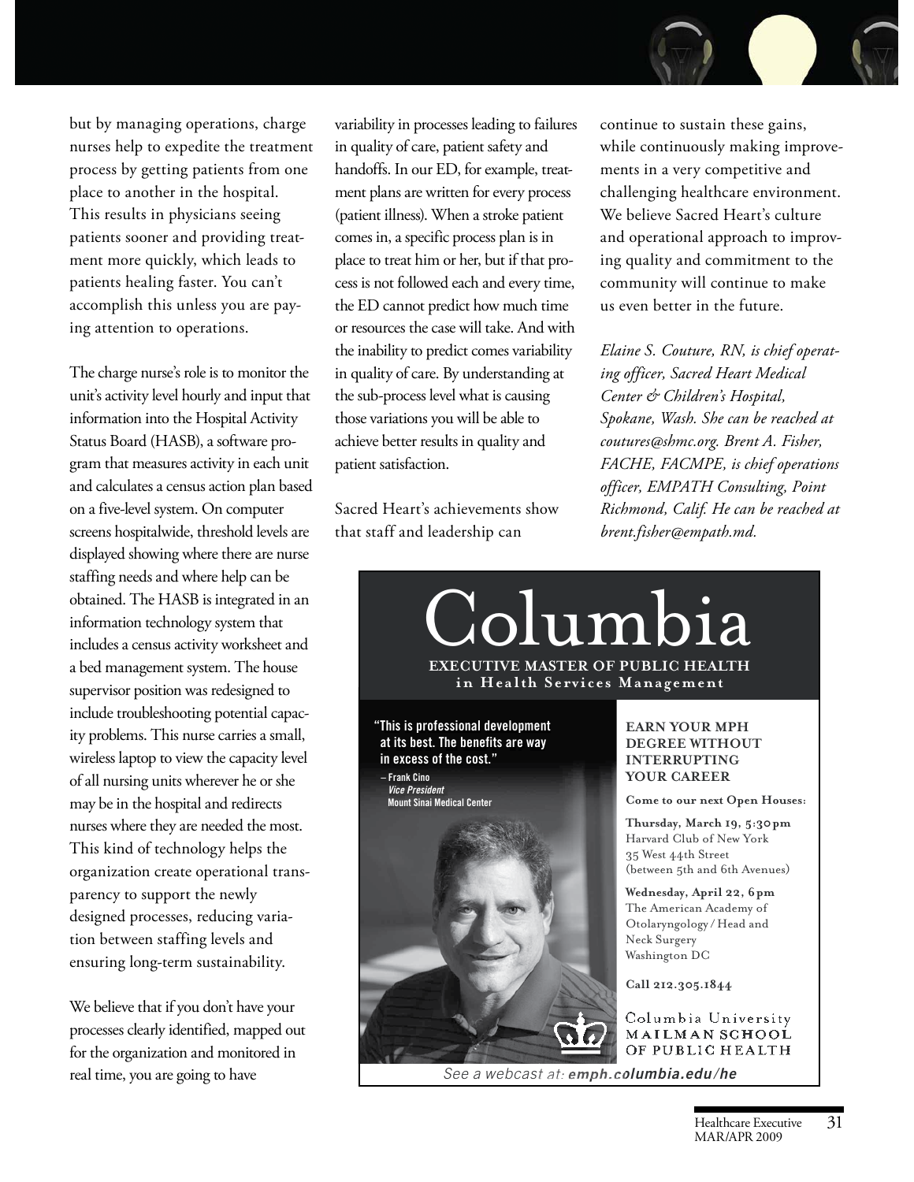but by managing operations, charge nurses help to expedite the treatment process by getting patients from one place to another in the hospital. This results in physicians seeing patients sooner and providing treatment more quickly, which leads to patients healing faster. You can't accomplish this unless you are paying attention to operations.

The charge nurse's role is to monitor the unit's activity level hourly and input that information into the Hospital Activity Status Board (HASB), a software program that measures activity in each unit and calculates a census action plan based on a five-level system. On computer screens hospitalwide, threshold levels are displayed showing where there are nurse staffing needs and where help can be obtained. The HASB is integrated in an information technology system that includes a census activity worksheet and a bed management system. The house supervisor position was redesigned to include troubleshooting potential capacity problems. This nurse carries a small, wireless laptop to view the capacity level of all nursing units wherever he or she may be in the hospital and redirects nurses where they are needed the most. This kind of technology helps the organization create operational transparency to support the newly designed processes, reducing variation between staffing levels and ensuring long-term sustainability.

We believe that if you don't have your processes clearly identified, mapped out for the organization and monitored in real time, you are going to have variability in processes leading to failures in quality of care, patient safety and handoffs. In our ED, for example, treatment plans are written for every process (patient illness). When a stroke patient comes in, a specific process plan is in place to treat him or her, but if that process is not followed each and every time, the ED cannot predict how much time or resources the case will take. And with the inability to predict comes variability in quality of care. By understanding at the sub-process level what is causing those variations you will be able to achieve better results in quality and patient satisfaction.

Sacred Heart's achievements show that staff and leadership can continue to sustain these gains, while continuously making improvements in a very competitive and challenging healthcare environment. We believe Sacred Heart's culture and operational approach to improving quality and commitment to the community will continue to make us even better in the future.

*Elaine S. Couture, RN, is chief operating officer, Sacred Heart Medical Center & Children's Hospital, Spokane, Wash. She can be reached at coutures@shmc.org. Brent A. Fisher, FACHE, FACMPE, is chief operations officer, EMPATH Consulting, Point Richmond, Calif. He can be reached at brent.fisher@empath.md.*

# Columbia

**EXECUTIVE MASTER OF PUBLIC HEALTH**
**in Health Services Management**

**"This is professional development at its best. The benefits are way in excess of the cost."**
– Frank Cino
*Vice President*
Mount Sinai Medical Center

**EARN YOUR MPH DEGREE WITHOUT INTERRUPTING YOUR CAREER**

**Come to our next Open Houses:**

**Thursday, March 19, 5:30pm**
Harvard Club of New York
35 West 44th Street
(between 5th and 6th Avenues)

**Wednesday, April 22, 6pm**
The American Academy of Otolaryngology / Head and Neck Surgery
Washington DC

**Call 212.305.1844**

Columbia University
MAILMAN SCHOOL OF PUBLIC HEALTH

See a webcast at: **emph.columbia.edu/he**